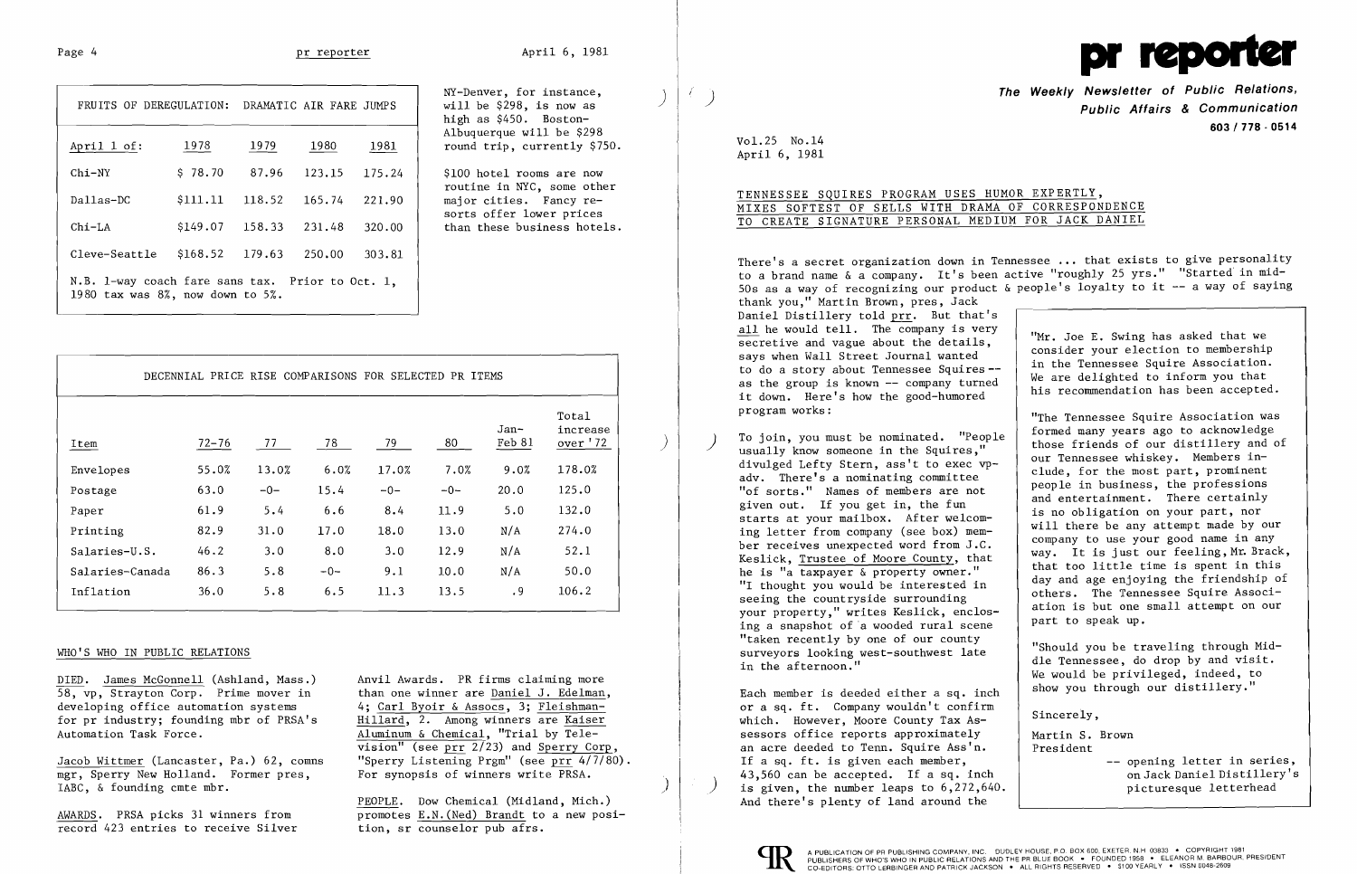| FRUITS OF DEREGULATION: DRAMATIC AIR FARE JUMPS | | | | |
|---|---|---|---|---|
| April 1 of: | 1978 | 1979 | 1980 | 1981 |
| Chi-NY | $ 78.70 | 87.96 | 123.15 | 175.24 |
| Dallas-DC | $111.11 | 118.52 | 165.74 | 221.90 |
| Chi-LA | $149.07 | 158.33 | 231.48 | 320.00 |
| Cleve-Seattle | $168.52 | 179.63 | 250.00 | 303.81 |

N.B. 1-way coach fare sans tax. Prior to Oct. 1, 1980 tax was 8%, now down to 5%.

NY-Denver, for instance, will be $298, is now as high as $450. Boston-Albuquerque will be $298 round trip, currently $750.

$100 hotel rooms are now routine in NYC, some other major cities. Fancy resorts offer lower prices than these business hotels.

| DECENNIAL PRICE RISE COMPARISONS FOR SELECTED PR ITEMS | | | | | | | |
|---|---|---|---|---|---|---|---|
| Item | 72-76 | 77 | 78 | 79 | 80 | Jan-Feb 81 | Total increase over '72 |
| Envelopes | 55.0% | 13.0% | 6.0% | 17.0% | 7.0% | 9.0% | 178.0% |
| Postage | 63.0 | -0- | 15.4 | -0- | -0- | 20.0 | 125.0 |
| Paper | 61.9 | 5.4 | 6.6 | 8.4 | 11.9 | 5.0 | 132.0 |
| Printing | 82.9 | 31.0 | 17.0 | 18.0 | 13.0 | N/A | 274.0 |
| Salaries-U.S. | 46.2 | 3.0 | 8.0 | 3.0 | 12.9 | N/A | 52.1 |
| Salaries-Canada | 86.3 | 5.8 | -0- | 9.1 | 10.0 | N/A | 50.0 |
| Inflation | 36.0 | 5.8 | 6.5 | 11.3 | 13.5 | .9 | 106.2 |

## WHO'S WHO IN PUBLIC RELATIONS

DIED. James McGonnell (Ashland, Mass.) 58, vp, Strayton Corp. Prime mover in developing office automation systems for pr industry; founding mbr of PRSA's Automation Task Force.

Jacob Wittmer (Lancaster, Pa.) 62, comns mgr, Sperry New Holland. Former pres, IABC, & founding cmte mbr.

AWARDS. PRSA picks 31 winners from record 423 entries to receive Silver Anvil Awards. PR firms claiming more than one winner are Daniel J. Edelman, 4; Carl Byoir & Assocs, 3; Fleishman-Hillard, 2. Among winners are Kaiser Aluminum & Chemical, "Trial by Television" (see prr 2/23) and Sperry Corp, "Sperry Listening Prgm" (see prr 4/7/80). For synopsis of winners write PRSA.

PEOPLE. Dow Chemical (Midland, Mich.) promotes E.N.(Ned) Brandt to a new position, sr counselor pub afrs.

# pr reporter

*The Weekly Newsletter of Public Relations, Public Affairs & Communication*

**603 / 778 - 0514**

Vol.25 No.14
April 6, 1981

## TENNESSEE SQUIRES PROGRAM USES HUMOR EXPERTLY, MIXES SOFTEST OF SELLS WITH DRAMA OF CORRESPONDENCE TO CREATE SIGNATURE PERSONAL MEDIUM FOR JACK DANIEL

There's a secret organization down in Tennessee ... that exists to give personality to a brand name & a company. It's been active "roughly 25 yrs." "Started in mid-50s as a way of recognizing our product & people's loyalty to it -- a way of saying thank you," Martin Brown, pres, Jack Daniel Distillery told prr. But that's all he would tell. The company is very secretive and vague about the details, says when Wall Street Journal wanted to do a story about Tennessee Squires -- as the group is known -- company turned it down. Here's how the good-humored program works:

To join, you must be nominated. "People usually know someone in the Squires," divulged Lefty Stern, ass't to exec vp-adv. There's a nominating committee "of sorts." Names of members are not given out. If you get in, the fun starts at your mailbox. After welcoming letter from company (see box) member receives unexpected word from J.C. Keslick, Trustee of Moore County, that he is "a taxpayer & property owner." "I thought you would be interested in seeing the countryside surrounding your property," writes Keslick, enclosing a snapshot of a wooded rural scene "taken recently by one of our county surveyors looking west-southwest late in the afternoon."

Each member is deeded either a sq. inch or a sq. ft. Company wouldn't confirm which. However, Moore County Tax Assessors office reports approximately an acre deeded to Tenn. Squire Ass'n. If a sq. ft. is given each member, 43,560 can be accepted. If a sq. inch is given, the number leaps to 6,272,640. And there's plenty of land around the

> "Mr. Joe E. Swing has asked that we consider your election to membership in the Tennessee Squire Association. We are delighted to inform you that his recommendation has been accepted.
>
> "The Tennessee Squire Association was formed many years ago to acknowledge those friends of our distillery and of our Tennessee whiskey. Members include, for the most part, prominent people in business, the professions and entertainment. There certainly is no obligation on your part, nor will there be any attempt made by our company to use your good name in any way. It is just our feeling, Mr. Brack, that too little time is spent in this day and age enjoying the friendship of others. The Tennessee Squire Association is but one small attempt on our part to speak up.
>
> "Should you be traveling through Middle Tennessee, do drop by and visit. We would be privileged, indeed, to show you through our distillery."
>
> Sincerely,
>
> Martin S. Brown
> President
>
> -- opening letter in series, on Jack Daniel Distillery's picturesque letterhead

A PUBLICATION OF PR PUBLISHING COMPANY, INC. DUDLEY HOUSE, P.O. BOX 600, EXETER, N.H. 03833 • COPYRIGHT 1981 PUBLISHERS OF WHO'S WHO IN PUBLIC RELATIONS AND THE PR BLUE BOOK • FOUNDED 1958 • ELEANOR M. BARBOUR, PRESIDENT CO-EDITORS: OTTO LERBINGER AND PATRICK JACKSON • ALL RIGHTS RESERVED • $100 YEARLY • ISSN 0048-2609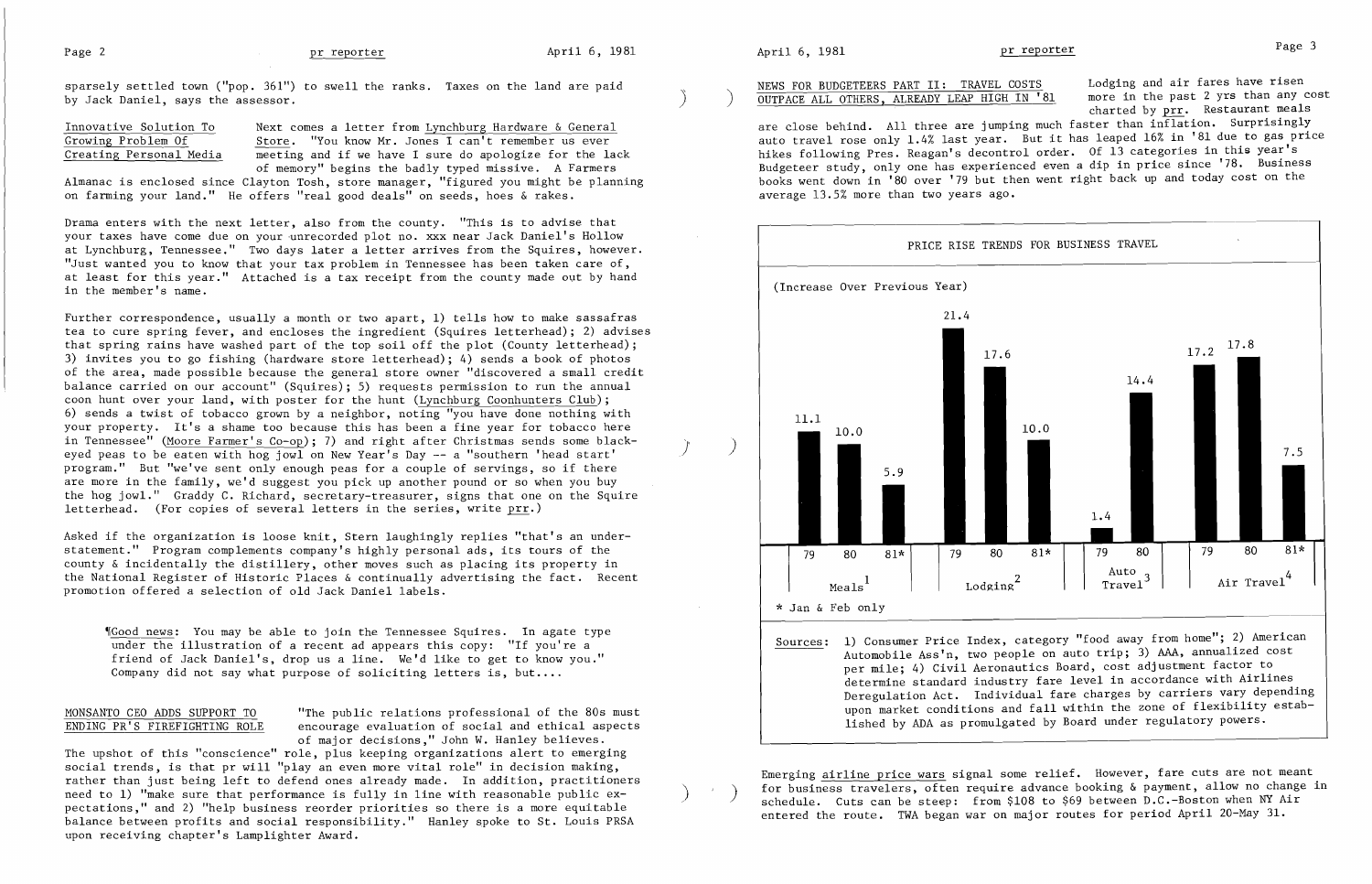sparsely settled town ("pop. 361") to swell the ranks. Taxes on the land are paid by Jack Daniel, says the assessor.

**Innovative Solution To Growing Problem Of Creating Personal Media** Next comes a letter from Lynchburg Hardware & General Store. "You know Mr. Jones I can't remember us ever meeting and if we have I sure do apologize for the lack of memory" begins the badly typed missive. A Farmers Almanac is enclosed since Clayton Tosh, store manager, "figured you might be planning on farming your land." He offers "real good deals" on seeds, hoes & rakes.

Drama enters with the next letter, also from the county. "This is to advise that your taxes have come due on your unrecorded plot no. xxx near Jack Daniel's Hollow at Lynchburg, Tennessee." Two days later a letter arrives from the Squires, however. "Just wanted you to know that your tax problem in Tennessee has been taken care of, at least for this year." Attached is a tax receipt from the county made out by hand in the member's name.

Further correspondence, usually a month or two apart, 1) tells how to make sassafras tea to cure spring fever, and encloses the ingredient (Squires letterhead); 2) advises that spring rains have washed part of the top soil off the plot (County letterhead); 3) invites you to go fishing (hardware store letterhead); 4) sends a book of photos of the area, made possible because the general store owner "discovered a small credit balance carried on our account" (Squires); 5) requests permission to run the annual coon hunt over your land, with poster for the hunt (Lynchburg Coonhunters Club); 6) sends a twist of tobacco grown by a neighbor, noting "you have done nothing with your property. It's a shame too because this has been a fine year for tobacco here in Tennessee" (Moore Farmer's Co-op); 7) and right after Christmas sends some black-eyed peas to be eaten with hog jowl on New Year's Day -- a "southern 'head start' program." But "we've sent only enough peas for a couple of servings, so if there are more in the family, we'd suggest you pick up another pound or so when you buy the hog jowl." Graddy C. Richard, secretary-treasurer, signs that one on the Squire letterhead. (For copies of several letters in the series, write prr.)

Asked if the organization is loose knit, Stern laughingly replies "that's an understatement." Program complements company's highly personal ads, its tours of the county & incidentally the distillery, other moves such as placing its property in the National Register of Historic Places & continually advertising the fact. Recent promotion offered a selection of old Jack Daniel labels.

> ¶Good news: You may be able to join the Tennessee Squires. In agate type under the illustration of a recent ad appears this copy: "If you're a friend of Jack Daniel's, drop us a line. We'd like to get to know you." Company did not say what purpose of soliciting letters is, but....

**MONSANTO CEO ADDS SUPPORT TO ENDING PR'S FIREFIGHTING ROLE** "The public relations professional of the 80s must encourage evaluation of social and ethical aspects of major decisions," John W. Hanley believes. The upshot of this "conscience" role, plus keeping organizations alert to emerging social trends, is that pr will "play an even more vital role" in decision making, rather than just being left to defend ones already made. In addition, practitioners need to 1) "make sure that performance is fully in line with reasonable public expectations," and 2) "help business reorder priorities so there is a more equitable balance between profits and social responsibility." Hanley spoke to St. Louis PRSA upon receiving chapter's Lamplighter Award.

**NEWS FOR BUDGETEERS PART II: TRAVEL COSTS OUTPACE ALL OTHERS, ALREADY LEAP HIGH IN '81** Lodging and air fares have risen more in the past 2 yrs than any cost charted by prr. Restaurant meals are close behind. All three are jumping much faster than inflation. Surprisingly auto travel rose only 1.4% last year. But it has leaped 16% in '81 due to gas price hikes following Pres. Reagan's decontrol order. Of 13 categories in this year's Budgeteer study, only one has experienced even a dip in price since '78. Business books went down in '80 over '79 but then went right back up and today cost on the average 13.5% more than two years ago.

PRICE RISE TRENDS FOR BUSINESS TRAVEL

(Increase Over Previous Year)

11.1 10.0 5.9 | 21.4 17.6 10.0 | 1.4 14.4 | 17.2 17.8 7.5

79 80 81* | 79 80 81* | 79 80 | 79 80 81*

Meals[1] | Lodging[2] | Auto Travel[3] | Air Travel[4]

\* Jan & Feb only

Sources: 1) Consumer Price Index, category "food away from home"; 2) American Automobile Ass'n, two people on auto trip; 3) AAA, annualized cost per mile; 4) Civil Aeronautics Board, cost adjustment factor to determine standard industry fare level in accordance with Airlines Deregulation Act. Individual fare charges by carriers vary depending upon market conditions and fall within the zone of flexibility established by ADA as promulgated by Board under regulatory powers.

Emerging airline price wars signal some relief. However, fare cuts are not meant for business travelers, often require advance booking & payment, allow no change in schedule. Cuts can be steep: from $108 to $69 between D.C.-Boston when NY Air entered the route. TWA began war on major routes for period April 20-May 31.